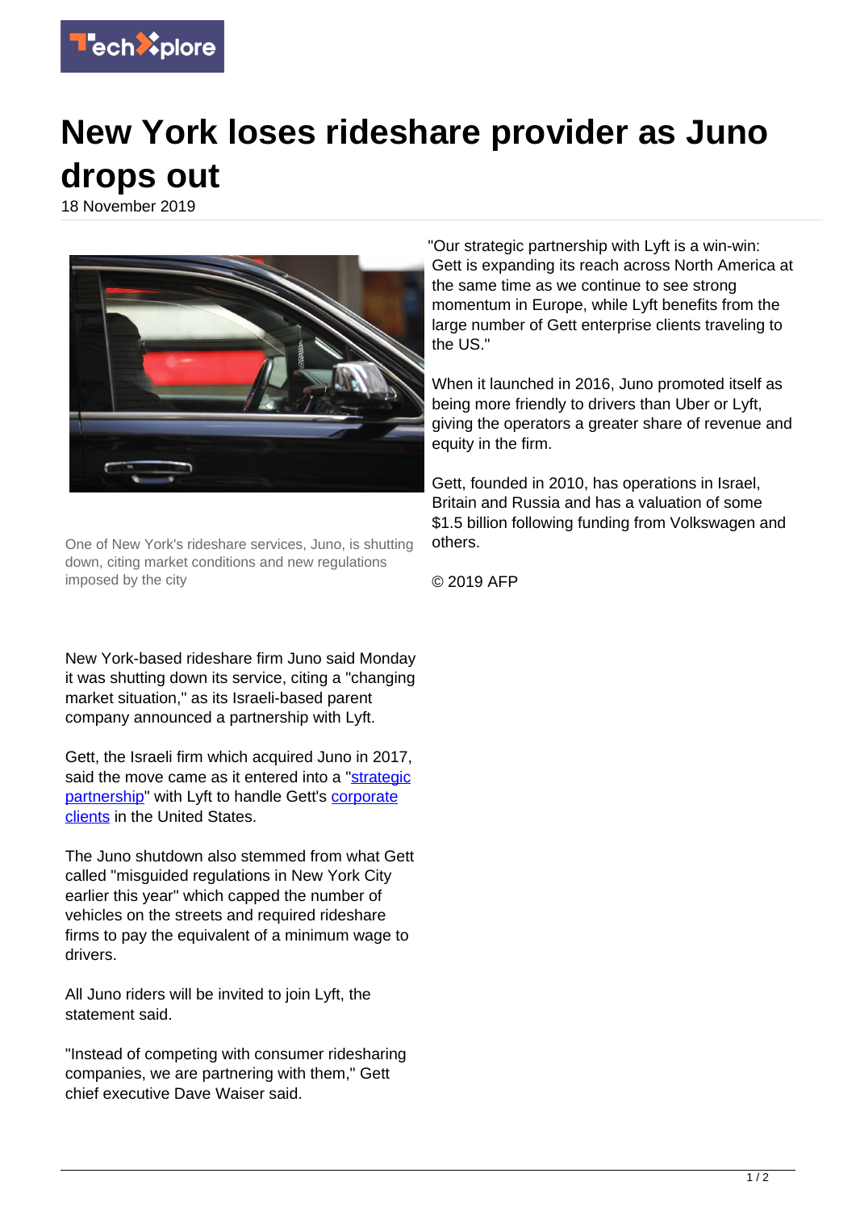# New York loses rideshare provider as Juno drops out

18 November 2019

One of New York's rideshare services, Juno, is shutting down, citing market conditions and new regulations imposed by the city

New York-based rideshare firm Juno said Monday it was shutting down its service, citing a "changing market situation," as its Israeli-based parent company announced a partnership with Lyft.

Gett, the Israeli firm which acquired Juno in 2017, said the move came as it entered into a "strategic partnership" with Lyft to handle Gett's corporate clients in the United States.

The Juno shutdown also stemmed from what Gett called "misguided regulations in New York City earlier this year" which capped the number of vehicles on the streets and required rideshare firms to pay the equivalent of a minimum wage to drivers.

All Juno riders will be invited to join Lyft, the statement said.

"Instead of competing with consumer ridesharing companies, we are partnering with them," Gett chief executive Dave Waiser said.

"Our strategic partnership with Lyft is a win-win: Gett is expanding its reach across North America at the same time as we continue to see strong momentum in Europe, while Lyft benefits from the large number of Gett enterprise clients traveling to the US."

When it launched in 2016, Juno promoted itself as being more friendly to drivers than Uber or Lyft, giving the operators a greater share of revenue and equity in the firm.

Gett, founded in 2010, has operations in Israel, Britain and Russia and has a valuation of some $1.5 billion following funding from Volkswagen and others.

© 2019 AFP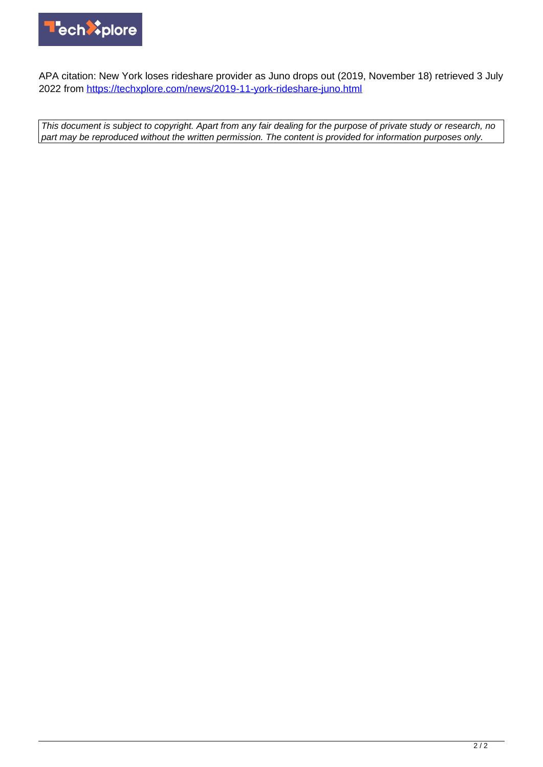APA citation: New York loses rideshare provider as Juno drops out (2019, November 18) retrieved 3 July 2022 from https://techxplore.com/news/2019-11-york-rideshare-juno.html

*This document is subject to copyright. Apart from any fair dealing for the purpose of private study or research, no part may be reproduced without the written permission. The content is provided for information purposes only.*